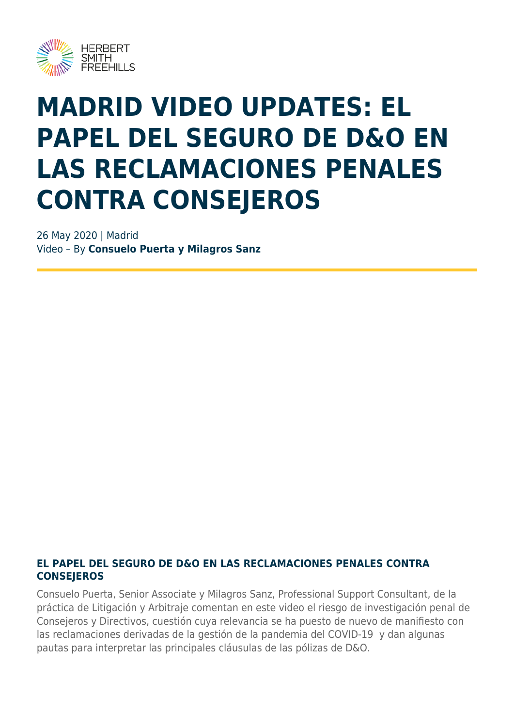# MADRID VIDEO UPDATES: EL PAPEL DEL SEGURO DE D&O EN LAS RECLAMACIONES PENALES CONTRA CONSEJEROS

26 May 2020 | Madrid
Video – By **Consuelo Puerta y Milagros Sanz**

### EL PAPEL DEL SEGURO DE D&O EN LAS RECLAMACIONES PENALES CONTRA CONSEJEROS

Consuelo Puerta, Senior Associate y Milagros Sanz, Professional Support Consultant, de la práctica de Litigación y Arbitraje comentan en este video el riesgo de investigación penal de Consejeros y Directivos, cuestión cuya relevancia se ha puesto de nuevo de manifiesto con las reclamaciones derivadas de la gestión de la pandemia del COVID-19 y dan algunas pautas para interpretar las principales cláusulas de las pólizas de D&O.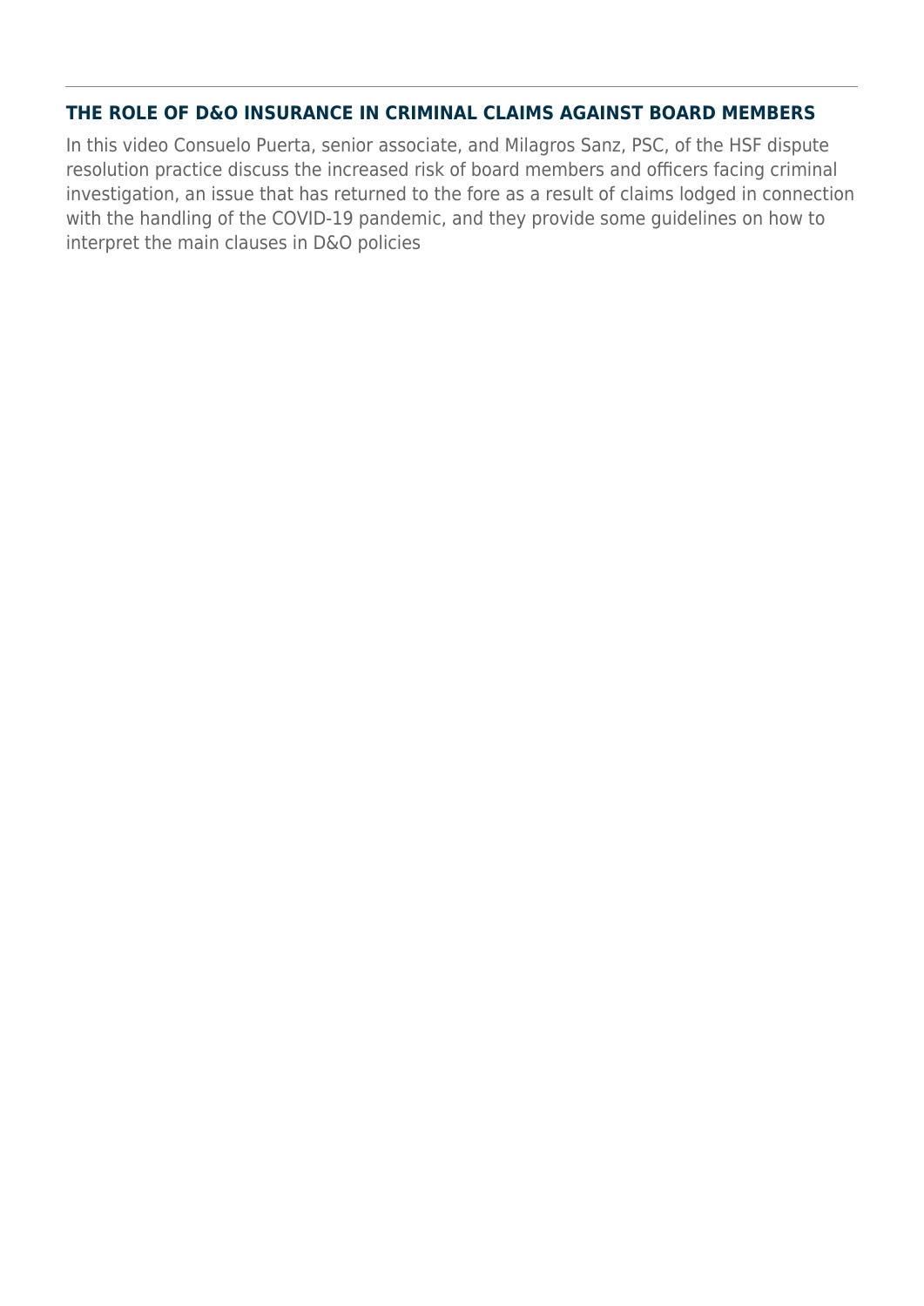## THE ROLE OF D&O INSURANCE IN CRIMINAL CLAIMS AGAINST BOARD MEMBERS

In this video Consuelo Puerta, senior associate, and Milagros Sanz, PSC, of the HSF dispute resolution practice discuss the increased risk of board members and officers facing criminal investigation, an issue that has returned to the fore as a result of claims lodged in connection with the handling of the COVID-19 pandemic, and they provide some guidelines on how to interpret the main clauses in D&O policies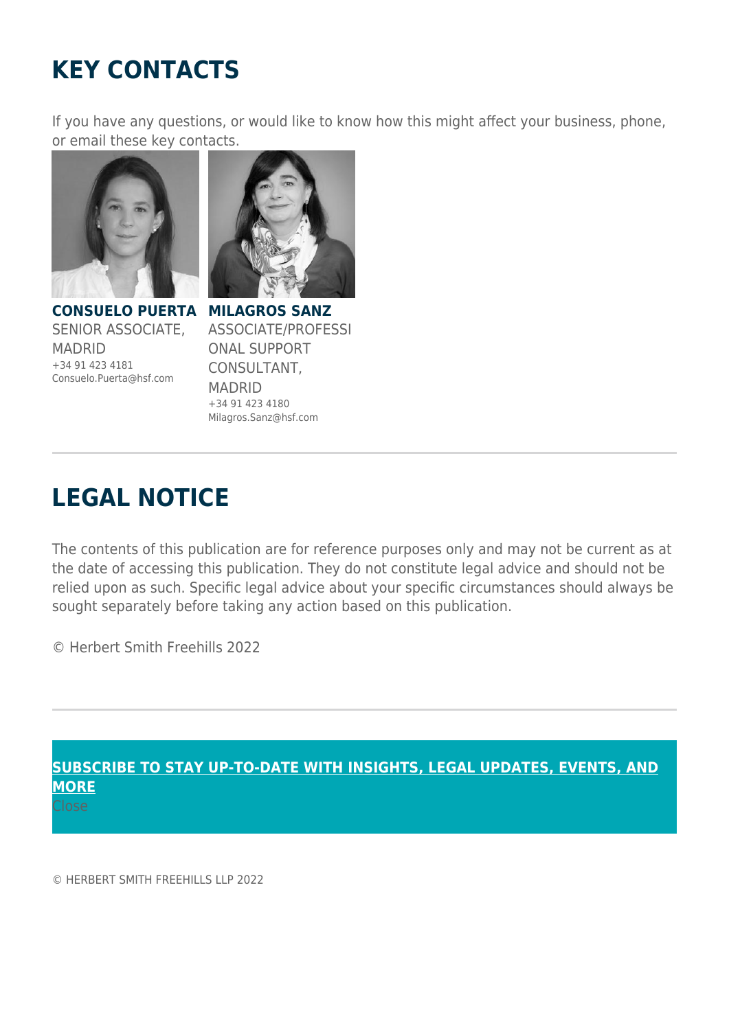# KEY CONTACTS

If you have any questions, or would like to know how this might affect your business, phone, or email these key contacts.

**CONSUELO PUERTA**
SENIOR ASSOCIATE, MADRID
+34 91 423 4181
Consuelo.Puerta@hsf.com

**MILAGROS SANZ**
ASSOCIATE/PROFESSIONAL SUPPORT CONSULTANT, MADRID
+34 91 423 4180
Milagros.Sanz@hsf.com

# LEGAL NOTICE

The contents of this publication are for reference purposes only and may not be current as at the date of accessing this publication. They do not constitute legal advice and should not be relied upon as such. Specific legal advice about your specific circumstances should always be sought separately before taking any action based on this publication.

© Herbert Smith Freehills 2022

**SUBSCRIBE TO STAY UP-TO-DATE WITH INSIGHTS, LEGAL UPDATES, EVENTS, AND MORE**

Close

© HERBERT SMITH FREEHILLS LLP 2022